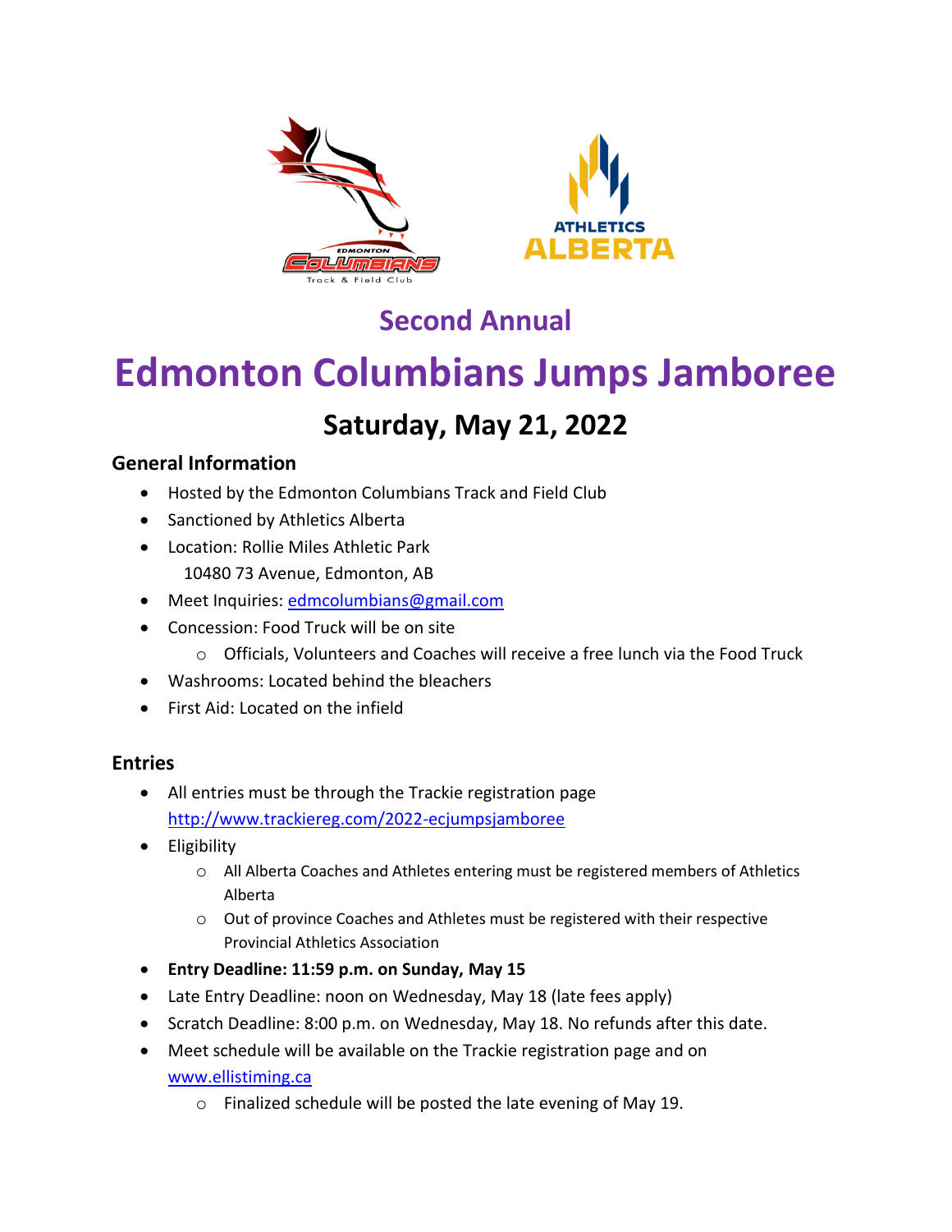## Second Annual

# Edmonton Columbians Jumps Jamboree

## Saturday, May 21, 2022

### General Information

- Hosted by the Edmonton Columbians Track and Field Club
- Sanctioned by Athletics Alberta
- Location: Rollie Miles Athletic Park
  10480 73 Avenue, Edmonton, AB
- Meet Inquiries: edmcolumbians@gmail.com
- Concession: Food Truck will be on site
  - Officials, Volunteers and Coaches will receive a free lunch via the Food Truck
- Washrooms: Located behind the bleachers
- First Aid: Located on the infield

### Entries

- All entries must be through the Trackie registration page
  http://www.trackiereg.com/2022-ecjumpsjamboree
- Eligibility
  - All Alberta Coaches and Athletes entering must be registered members of Athletics Alberta
  - Out of province Coaches and Athletes must be registered with their respective Provincial Athletics Association
- **Entry Deadline: 11:59 p.m. on Sunday, May 15**
- Late Entry Deadline: noon on Wednesday, May 18 (late fees apply)
- Scratch Deadline: 8:00 p.m. on Wednesday, May 18. No refunds after this date.
- Meet schedule will be available on the Trackie registration page and on www.ellistiming.ca
  - Finalized schedule will be posted the late evening of May 19.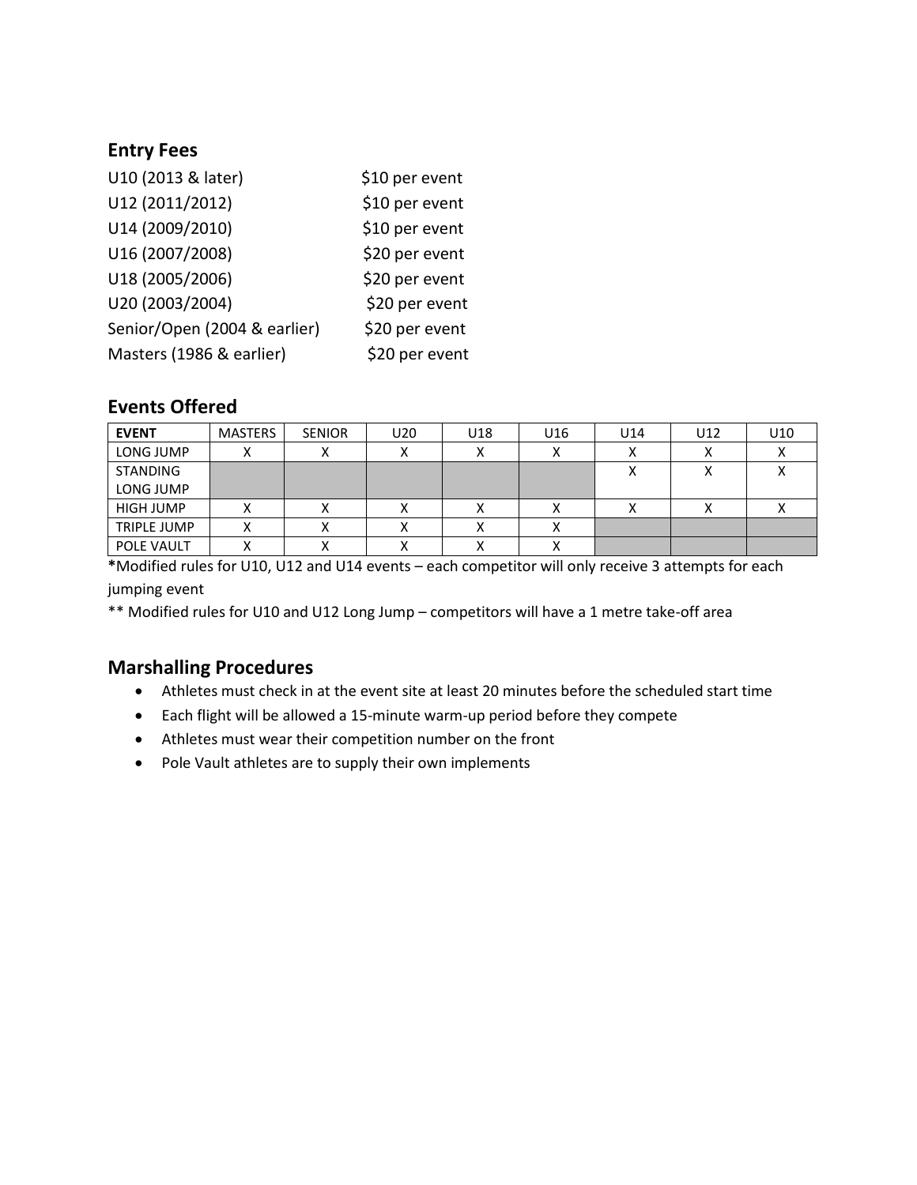## Entry Fees

| | |
|---|---|
| U10 (2013 & later) | $10 per event |
| U12 (2011/2012) | $10 per event |
| U14 (2009/2010) | $10 per event |
| U16 (2007/2008) | $20 per event |
| U18 (2005/2006) | $20 per event |
| U20 (2003/2004) | $20 per event |
| Senior/Open (2004 & earlier) | $20 per event |
| Masters (1986 & earlier) | $20 per event |

## Events Offered

| **EVENT** | MASTERS | SENIOR | U20 | U18 | U16 | U14 | U12 | U10 |
|---|---|---|---|---|---|---|---|---|
| LONG JUMP | X | X | X | X | X | X | X | X |
| STANDING LONG JUMP | | | | | | X | X | X |
| HIGH JUMP | X | X | X | X | X | X | X | X |
| TRIPLE JUMP | X | X | X | X | X | | | |
| POLE VAULT | X | X | X | X | X | | | |

**\***Modified rules for U10, U12 and U14 events – each competitor will only receive 3 attempts for each jumping event

** Modified rules for U10 and U12 Long Jump – competitors will have a 1 metre take-off area

## Marshalling Procedures

- Athletes must check in at the event site at least 20 minutes before the scheduled start time
- Each flight will be allowed a 15-minute warm-up period before they compete
- Athletes must wear their competition number on the front
- Pole Vault athletes are to supply their own implements